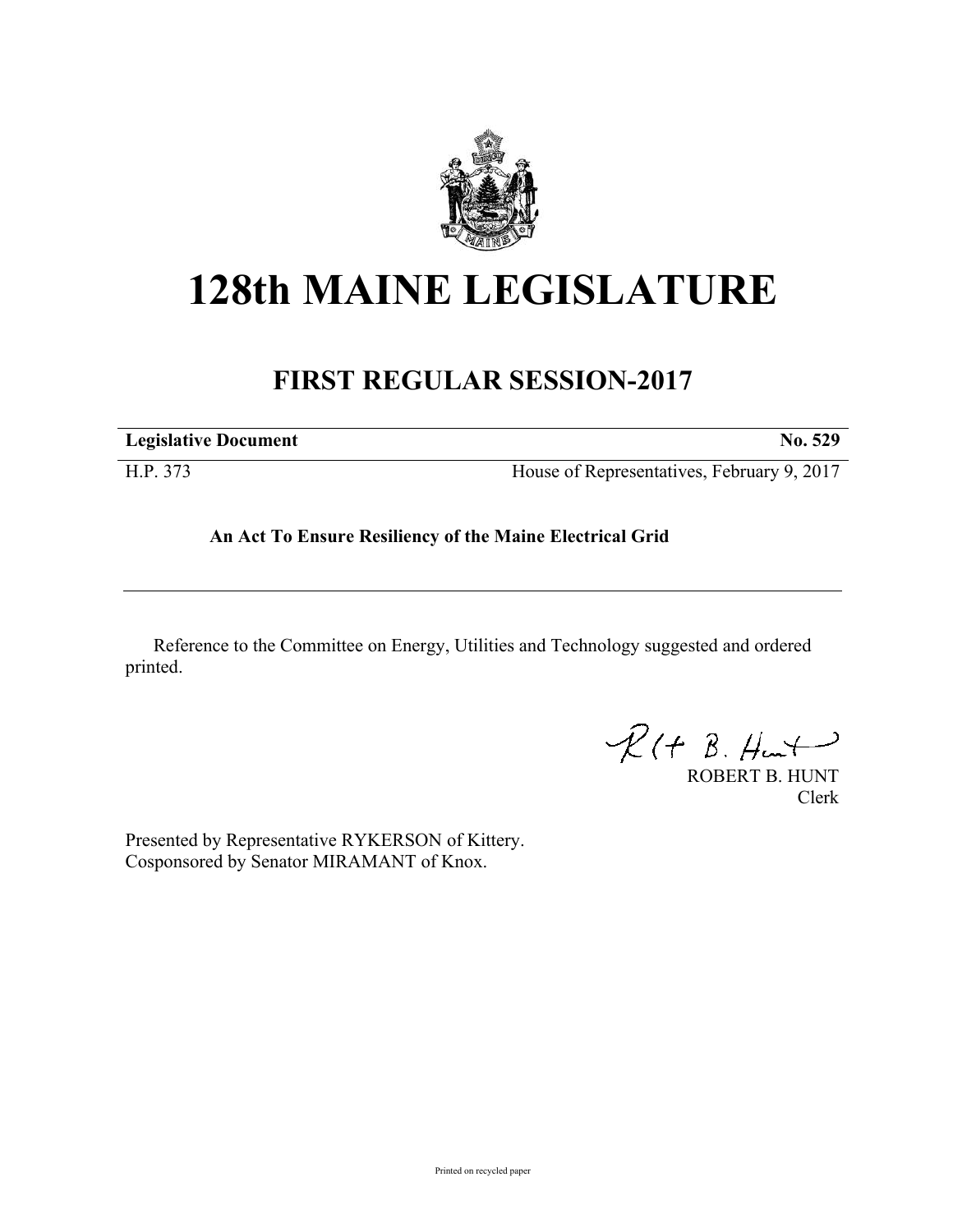# 128th MAINE LEGISLATURE

## FIRST REGULAR SESSION-2017

**Legislative Document** **No. 529**

H.P. 373 House of Representatives, February 9, 2017

**An Act To Ensure Resiliency of the Maine Electrical Grid**

Reference to the Committee on Energy, Utilities and Technology suggested and ordered printed.

ROBERT B. HUNT
Clerk

Presented by Representative RYKERSON of Kittery.
Cosponsored by Senator MIRAMANT of Knox.

Printed on recycled paper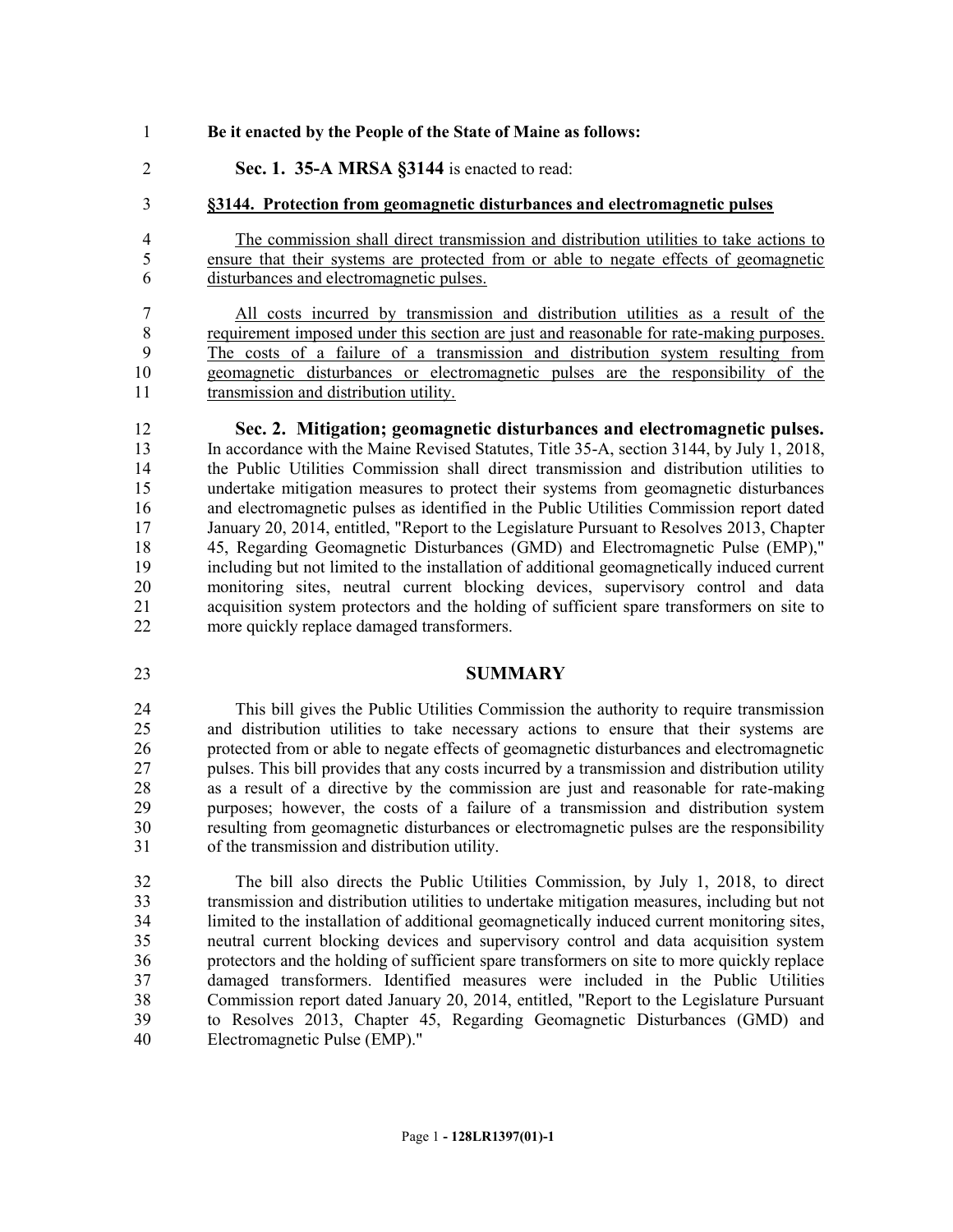**Be it enacted by the People of the State of Maine as follows:**

**Sec. 1. 35-A MRSA §3144** is enacted to read:

**§3144. Protection from geomagnetic disturbances and electromagnetic pulses**

The commission shall direct transmission and distribution utilities to take actions to ensure that their systems are protected from or able to negate effects of geomagnetic disturbances and electromagnetic pulses.

All costs incurred by transmission and distribution utilities as a result of the requirement imposed under this section are just and reasonable for rate-making purposes. The costs of a failure of a transmission and distribution system resulting from geomagnetic disturbances or electromagnetic pulses are the responsibility of the transmission and distribution utility.

**Sec. 2. Mitigation; geomagnetic disturbances and electromagnetic pulses.** In accordance with the Maine Revised Statutes, Title 35-A, section 3144, by July 1, 2018, the Public Utilities Commission shall direct transmission and distribution utilities to undertake mitigation measures to protect their systems from geomagnetic disturbances and electromagnetic pulses as identified in the Public Utilities Commission report dated January 20, 2014, entitled, "Report to the Legislature Pursuant to Resolves 2013, Chapter 45, Regarding Geomagnetic Disturbances (GMD) and Electromagnetic Pulse (EMP)," including but not limited to the installation of additional geomagnetically induced current monitoring sites, neutral current blocking devices, supervisory control and data acquisition system protectors and the holding of sufficient spare transformers on site to more quickly replace damaged transformers.

## SUMMARY

This bill gives the Public Utilities Commission the authority to require transmission and distribution utilities to take necessary actions to ensure that their systems are protected from or able to negate effects of geomagnetic disturbances and electromagnetic pulses. This bill provides that any costs incurred by a transmission and distribution utility as a result of a directive by the commission are just and reasonable for rate-making purposes; however, the costs of a failure of a transmission and distribution system resulting from geomagnetic disturbances or electromagnetic pulses are the responsibility of the transmission and distribution utility.

The bill also directs the Public Utilities Commission, by July 1, 2018, to direct transmission and distribution utilities to undertake mitigation measures, including but not limited to the installation of additional geomagnetically induced current monitoring sites, neutral current blocking devices and supervisory control and data acquisition system protectors and the holding of sufficient spare transformers on site to more quickly replace damaged transformers. Identified measures were included in the Public Utilities Commission report dated January 20, 2014, entitled, "Report to the Legislature Pursuant to Resolves 2013, Chapter 45, Regarding Geomagnetic Disturbances (GMD) and Electromagnetic Pulse (EMP)."